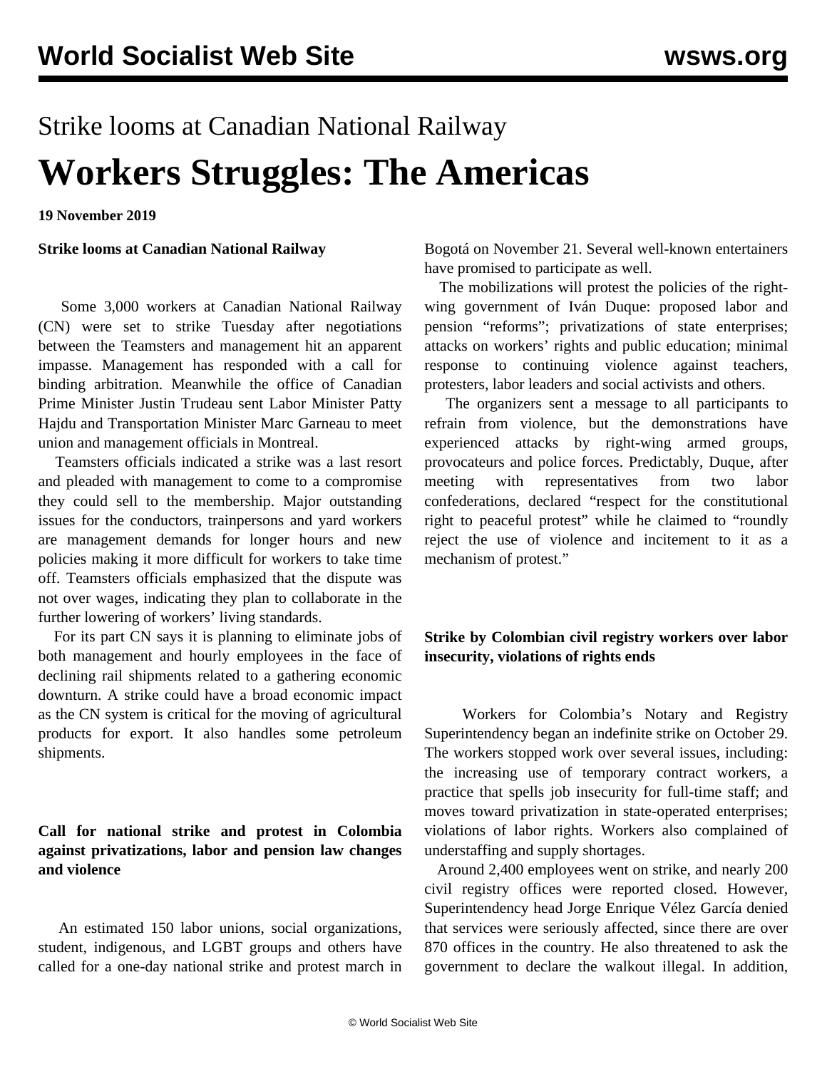# Strike looms at Canadian National Railway

# Workers Struggles: The Americas

**19 November 2019**

**Strike looms at Canadian National Railway**

Some 3,000 workers at Canadian National Railway (CN) were set to strike Tuesday after negotiations between the Teamsters and management hit an apparent impasse. Management has responded with a call for binding arbitration. Meanwhile the office of Canadian Prime Minister Justin Trudeau sent Labor Minister Patty Hajdu and Transportation Minister Marc Garneau to meet union and management officials in Montreal.

Teamsters officials indicated a strike was a last resort and pleaded with management to come to a compromise they could sell to the membership. Major outstanding issues for the conductors, trainpersons and yard workers are management demands for longer hours and new policies making it more difficult for workers to take time off. Teamsters officials emphasized that the dispute was not over wages, indicating they plan to collaborate in the further lowering of workers' living standards.

For its part CN says it is planning to eliminate jobs of both management and hourly employees in the face of declining rail shipments related to a gathering economic downturn. A strike could have a broad economic impact as the CN system is critical for the moving of agricultural products for export. It also handles some petroleum shipments.

**Call for national strike and protest in Colombia against privatizations, labor and pension law changes and violence**

An estimated 150 labor unions, social organizations, student, indigenous, and LGBT groups and others have called for a one-day national strike and protest march in Bogotá on November 21. Several well-known entertainers have promised to participate as well.

The mobilizations will protest the policies of the right-wing government of Iván Duque: proposed labor and pension "reforms"; privatizations of state enterprises; attacks on workers' rights and public education; minimal response to continuing violence against teachers, protesters, labor leaders and social activists and others.

The organizers sent a message to all participants to refrain from violence, but the demonstrations have experienced attacks by right-wing armed groups, provocateurs and police forces. Predictably, Duque, after meeting with representatives from two labor confederations, declared "respect for the constitutional right to peaceful protest" while he claimed to "roundly reject the use of violence and incitement to it as a mechanism of protest."

**Strike by Colombian civil registry workers over labor insecurity, violations of rights ends**

Workers for Colombia's Notary and Registry Superintendency began an indefinite strike on October 29. The workers stopped work over several issues, including: the increasing use of temporary contract workers, a practice that spells job insecurity for full-time staff; and moves toward privatization in state-operated enterprises; violations of labor rights. Workers also complained of understaffing and supply shortages.

Around 2,400 employees went on strike, and nearly 200 civil registry offices were reported closed. However, Superintendency head Jorge Enrique Vélez García denied that services were seriously affected, since there are over 870 offices in the country. He also threatened to ask the government to declare the walkout illegal. In addition,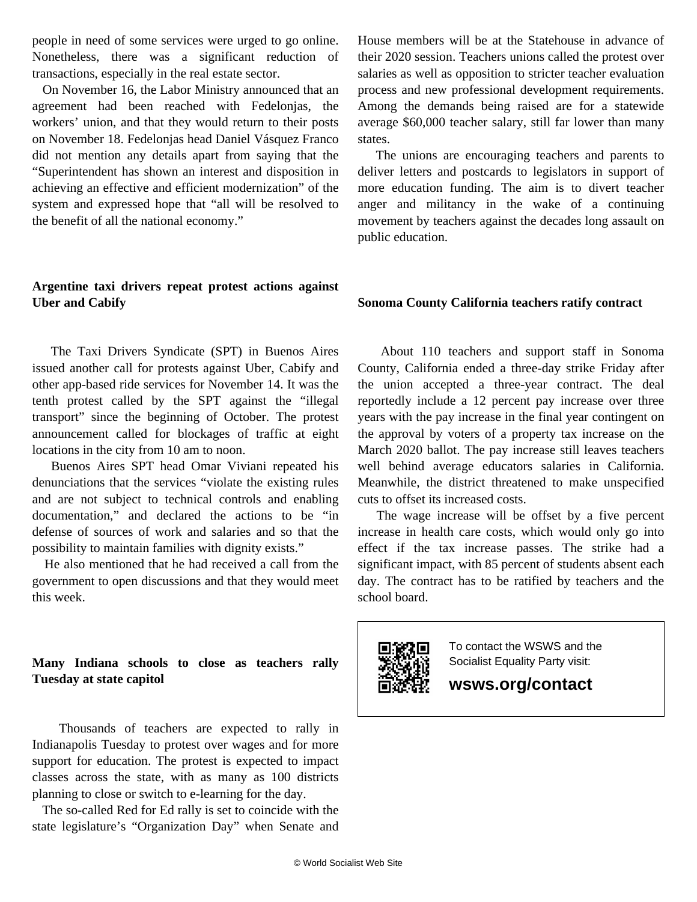people in need of some services were urged to go online. Nonetheless, there was a significant reduction of transactions, especially in the real estate sector.

On November 16, the Labor Ministry announced that an agreement had been reached with Fedelonjas, the workers' union, and that they would return to their posts on November 18. Fedelonjas head Daniel Vásquez Franco did not mention any details apart from saying that the "Superintendent has shown an interest and disposition in achieving an effective and efficient modernization" of the system and expressed hope that "all will be resolved to the benefit of all the national economy."

**Argentine taxi drivers repeat protest actions against Uber and Cabify**

The Taxi Drivers Syndicate (SPT) in Buenos Aires issued another call for protests against Uber, Cabify and other app-based ride services for November 14. It was the tenth protest called by the SPT against the "illegal transport" since the beginning of October. The protest announcement called for blockages of traffic at eight locations in the city from 10 am to noon.

Buenos Aires SPT head Omar Viviani repeated his denunciations that the services "violate the existing rules and are not subject to technical controls and enabling documentation," and declared the actions to be "in defense of sources of work and salaries and so that the possibility to maintain families with dignity exists."

He also mentioned that he had received a call from the government to open discussions and that they would meet this week.

**Many Indiana schools to close as teachers rally Tuesday at state capitol**

Thousands of teachers are expected to rally in Indianapolis Tuesday to protest over wages and for more support for education. The protest is expected to impact classes across the state, with as many as 100 districts planning to close or switch to e-learning for the day.

The so-called Red for Ed rally is set to coincide with the state legislature's "Organization Day" when Senate and House members will be at the Statehouse in advance of their 2020 session. Teachers unions called the protest over salaries as well as opposition to stricter teacher evaluation process and new professional development requirements. Among the demands being raised are for a statewide average $60,000 teacher salary, still far lower than many states.

The unions are encouraging teachers and parents to deliver letters and postcards to legislators in support of more education funding. The aim is to divert teacher anger and militancy in the wake of a continuing movement by teachers against the decades long assault on public education.

**Sonoma County California teachers ratify contract**

About 110 teachers and support staff in Sonoma County, California ended a three-day strike Friday after the union accepted a three-year contract. The deal reportedly include a 12 percent pay increase over three years with the pay increase in the final year contingent on the approval by voters of a property tax increase on the March 2020 ballot. The pay increase still leaves teachers well behind average educators salaries in California. Meanwhile, the district threatened to make unspecified cuts to offset its increased costs.

The wage increase will be offset by a five percent increase in health care costs, which would only go into effect if the tax increase passes. The strike had a significant impact, with 85 percent of students absent each day. The contract has to be ratified by teachers and the school board.

To contact the WSWS and the Socialist Equality Party visit:

**wsws.org/contact**